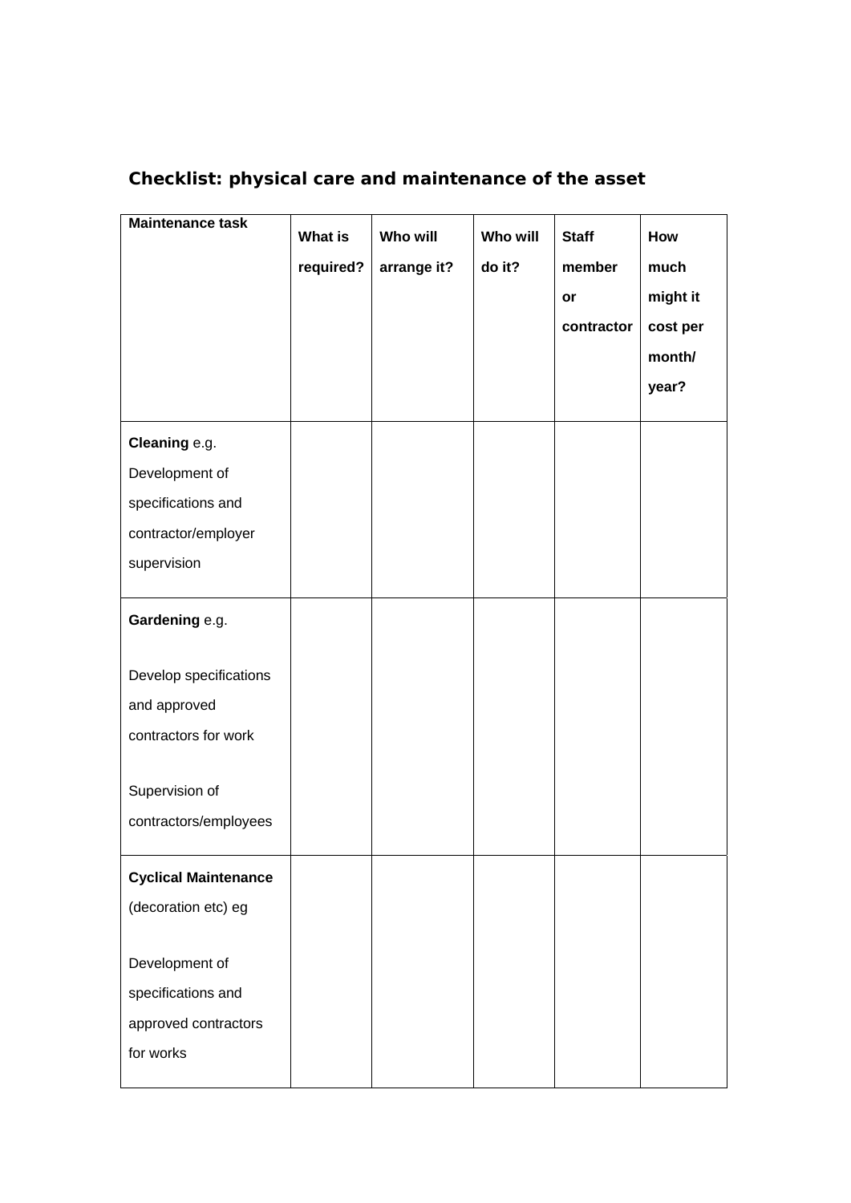## Checklist: physical care and maintenance of the asset

| Maintenance task | What is required? | Who will arrange it? | Who will do it? | Staff member or contractor | How much might it cost per month/ year? |
|---|---|---|---|---|---|
| **Cleaning** e.g. Development of specifications and contractor/employer supervision | | | | | |
| **Gardening** e.g. <br><br> Develop specifications and approved contractors for work <br><br> Supervision of contractors/employees | | | | | |
| **Cyclical Maintenance** (decoration etc) eg <br><br> Development of specifications and approved contractors for works | | | | | |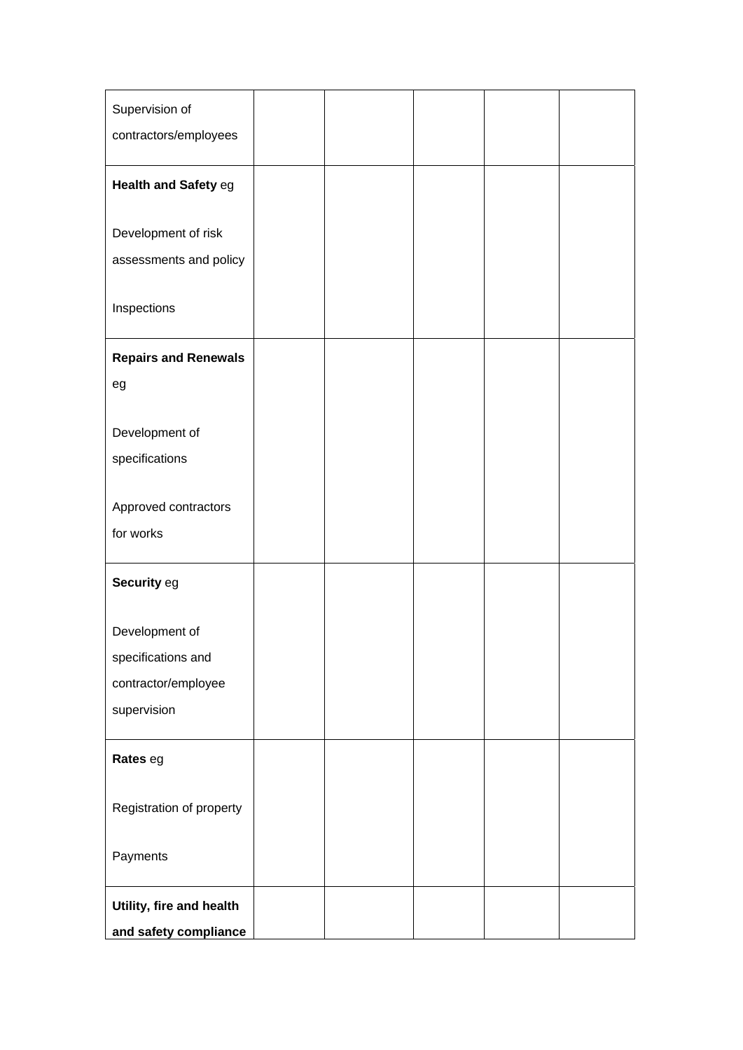| | | | | | |
|---|---|---|---|---|---|
| Supervision of contractors/employees | | | | | |
| **Health and Safety** eg<br><br>Development of risk assessments and policy<br><br>Inspections | | | | | |
| **Repairs and Renewals** eg<br><br>Development of specifications<br><br>Approved contractors for works | | | | | |
| **Security** eg<br><br>Development of specifications and contractor/employee supervision | | | | | |
| **Rates** eg<br><br>Registration of property<br><br>Payments | | | | | |
| **Utility, fire and health and safety compliance** | | | | | |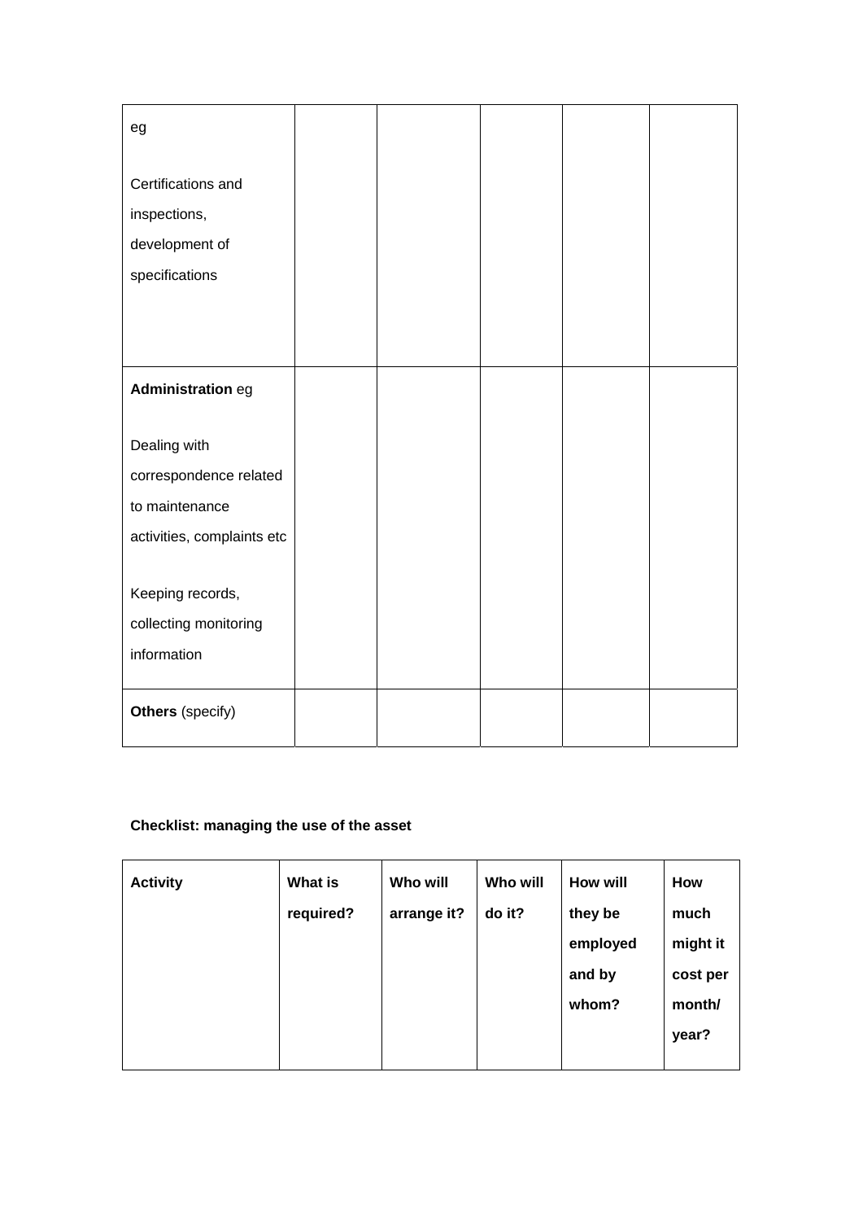| | | | | | |
|---|---|---|---|---|---|
| eg<br><br>Certifications and inspections, development of specifications | | | | | |
| **Administration** eg<br><br>Dealing with correspondence related to maintenance activities, complaints etc<br><br>Keeping records, collecting monitoring information | | | | | |
| **Others** (specify) | | | | | |

**Checklist: managing the use of the asset**

| **Activity** | **What is required?** | **Who will arrange it?** | **Who will do it?** | **How will they be employed and by whom?** | **How much might it cost per month/ year?** |
|---|---|---|---|---|---|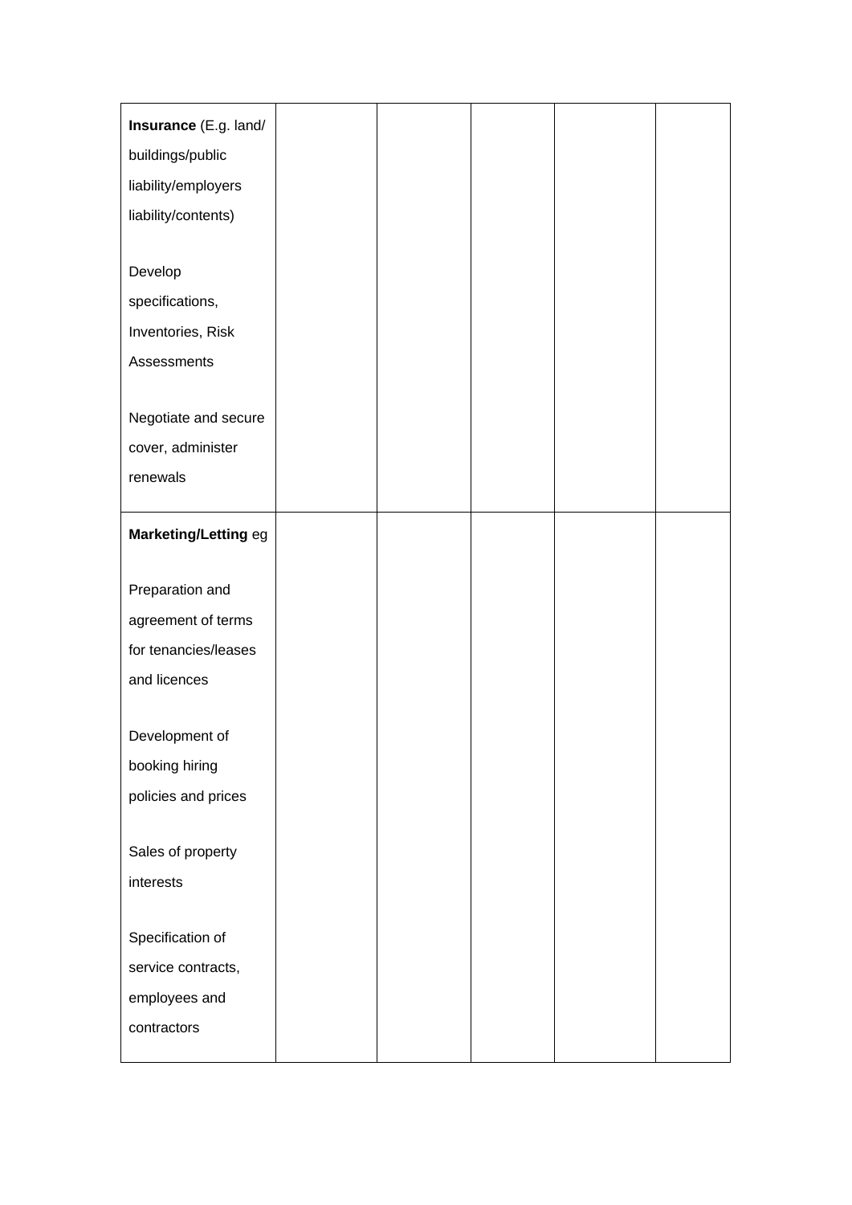| | | | | | |
|---|---|---|---|---|---|
| **Insurance** (E.g. land/ buildings/public liability/employers liability/contents)<br><br>Develop specifications, Inventories, Risk Assessments<br><br>Negotiate and secure cover, administer renewals | | | | | |
| **Marketing/Letting** eg<br><br>Preparation and agreement of terms for tenancies/leases and licences<br><br>Development of booking hiring policies and prices<br><br>Sales of property interests<br><br>Specification of service contracts, employees and contractors | | | | | |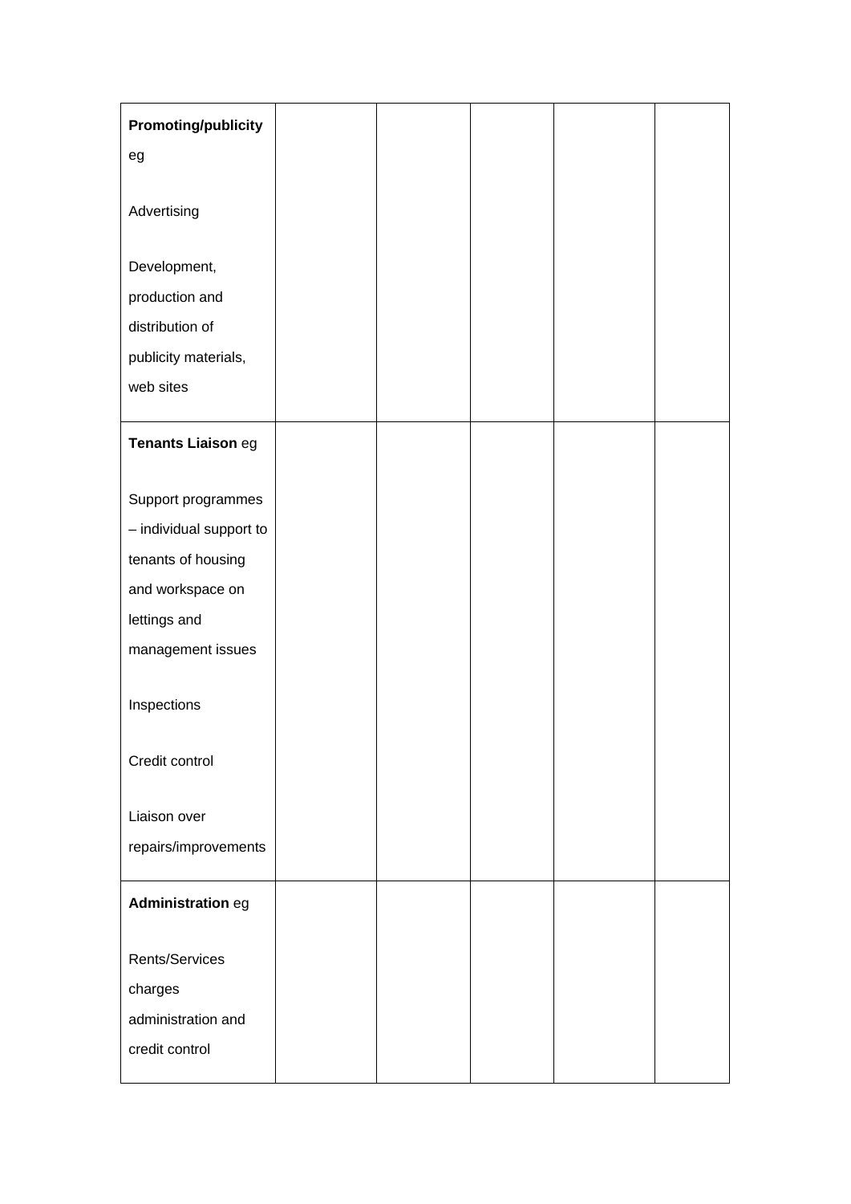| | | | | | |
|---|---|---|---|---|---|
| **Promoting/publicity** eg<br><br>Advertising<br><br>Development, production and distribution of publicity materials, web sites | | | | | |
| **Tenants Liaison** eg<br><br>Support programmes – individual support to tenants of housing and workspace on lettings and management issues<br><br>Inspections<br><br>Credit control<br><br>Liaison over repairs/improvements | | | | | |
| **Administration** eg<br><br>Rents/Services charges administration and credit control | | | | | |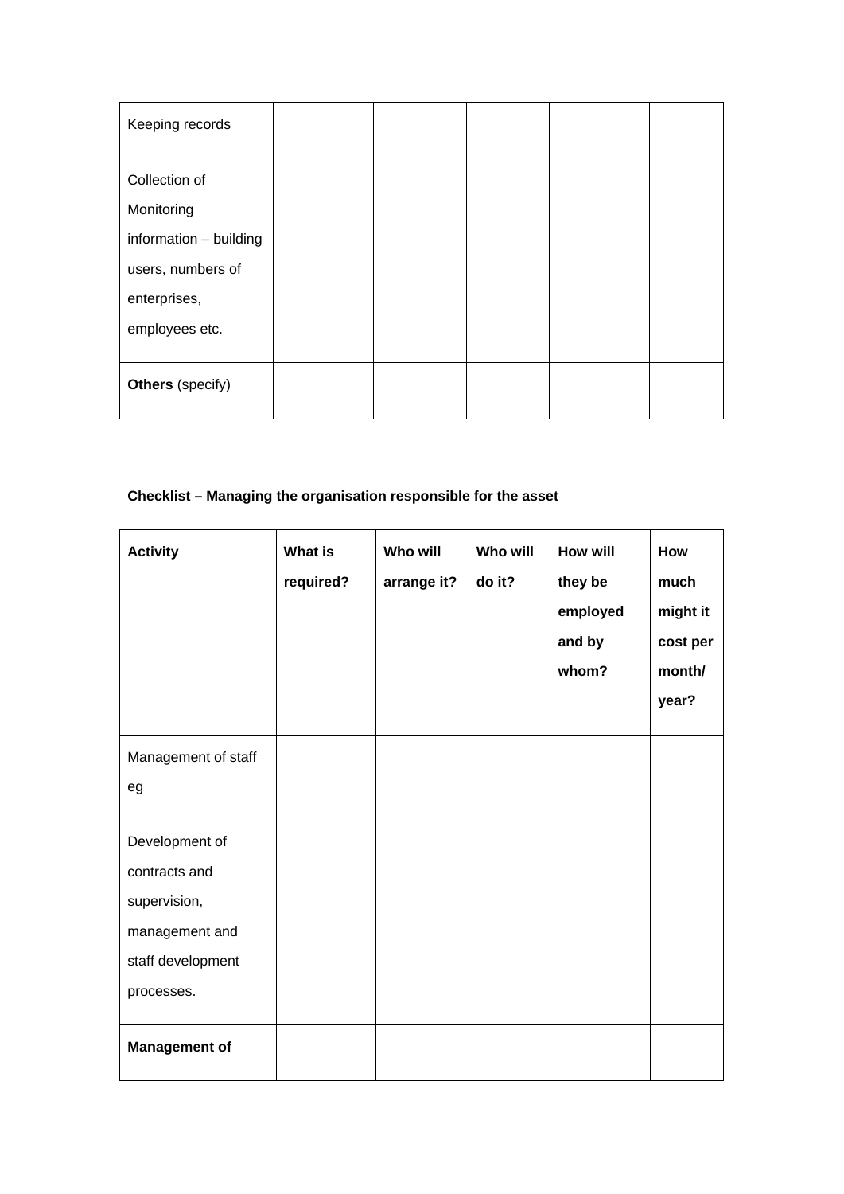| | | | | | |
|---|---|---|---|---|---|
| Keeping records<br><br>Collection of Monitoring information – building users, numbers of enterprises, employees etc. | | | | | |
| **Others** (specify) | | | | | |

**Checklist – Managing the organisation responsible for the asset**

| **Activity** | **What is required?** | **Who will arrange it?** | **Who will do it?** | **How will they be employed and by whom?** | **How much might it cost per month/ year?** |
|---|---|---|---|---|---|
| Management of staff eg<br><br>Development of contracts and supervision, management and staff development processes. | | | | | |
| **Management of** | | | | | |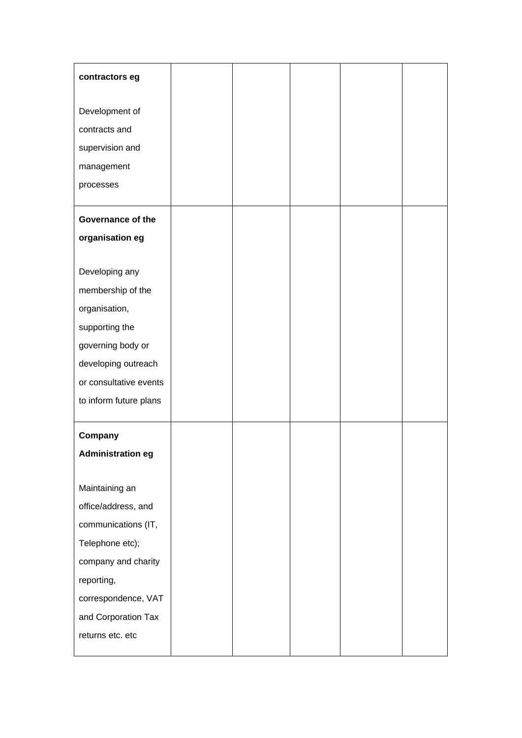| | | | | | |
|---|---|---|---|---|---|
| **contractors eg**<br><br>Development of contracts and supervision and management processes | | | | | |
| **Governance of the organisation eg**<br><br>Developing any membership of the organisation, supporting the governing body or developing outreach or consultative events to inform future plans | | | | | |
| **Company Administration eg**<br><br>Maintaining an office/address, and communications (IT, Telephone etc); company and charity reporting, correspondence, VAT and Corporation Tax returns etc. etc | | | | | |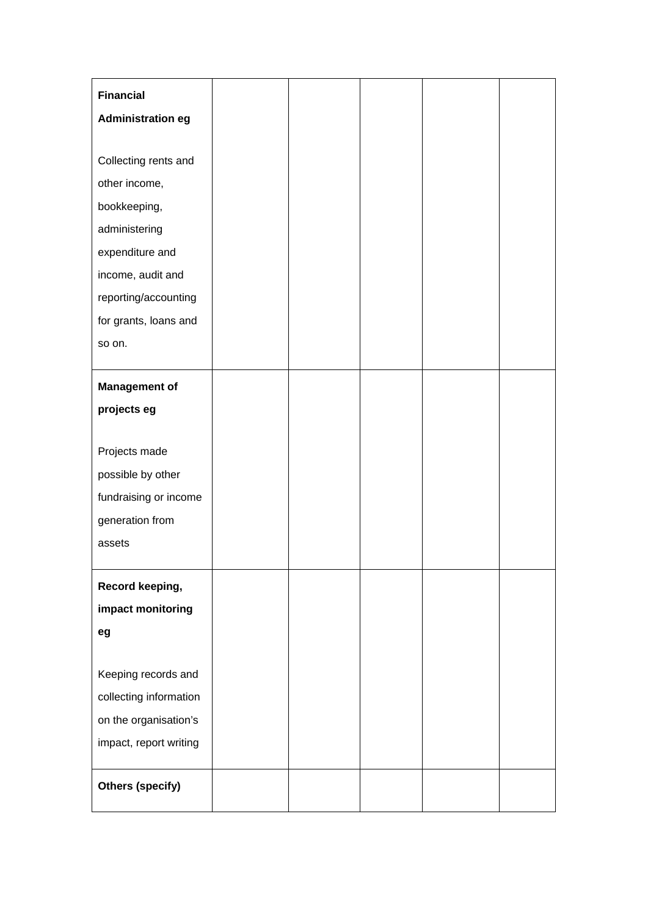| | | | | | |
|---|---|---|---|---|---|
| **Financial Administration eg**<br><br>Collecting rents and other income, bookkeeping, administering expenditure and income, audit and reporting/accounting for grants, loans and so on. | | | | | |
| **Management of projects eg**<br><br>Projects made possible by other fundraising or income generation from assets | | | | | |
| **Record keeping, impact monitoring eg**<br><br>Keeping records and collecting information on the organisation's impact, report writing | | | | | |
| **Others (specify)** | | | | | |